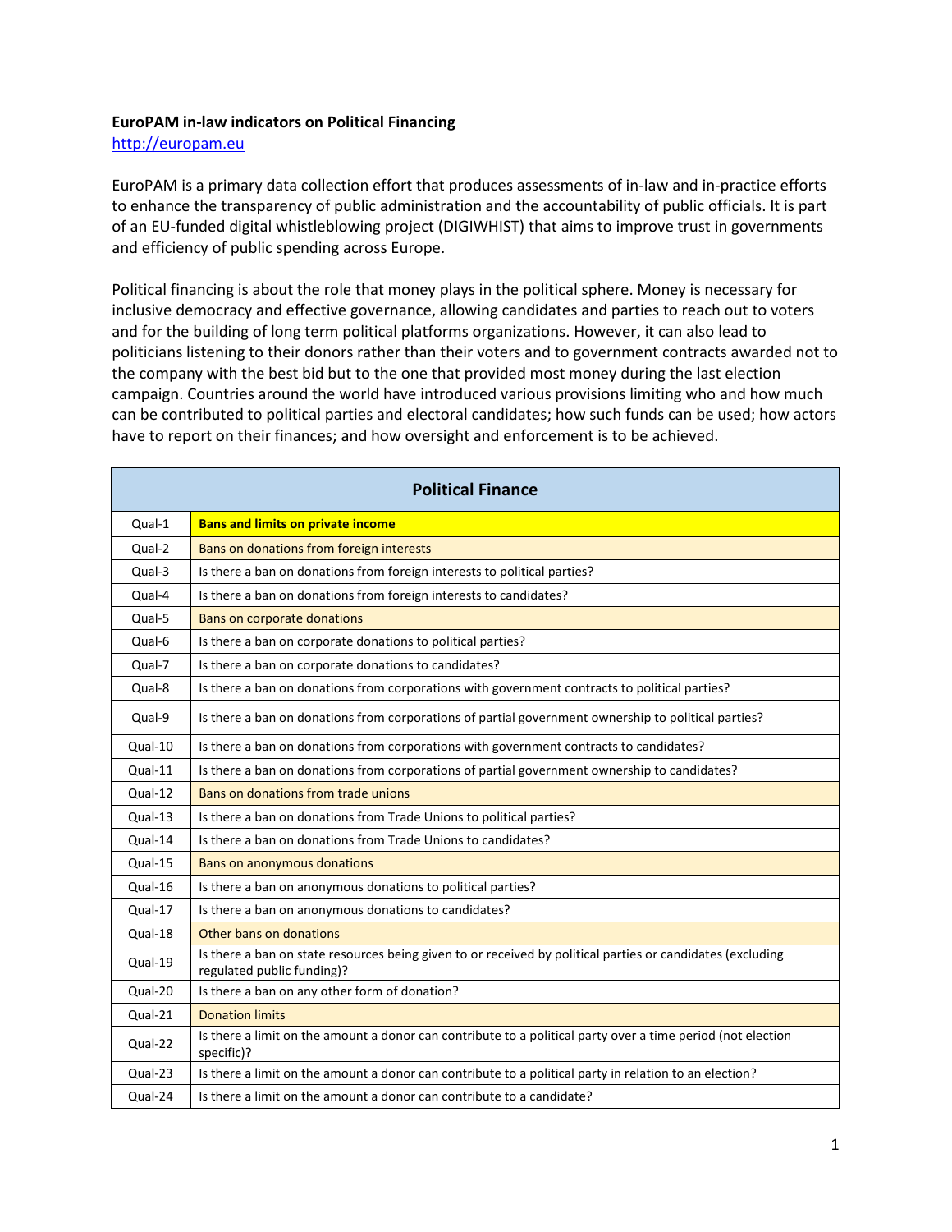**EuroPAM in-law indicators on Political Financing**

http://europam.eu

EuroPAM is a primary data collection effort that produces assessments of in-law and in-practice efforts to enhance the transparency of public administration and the accountability of public officials. It is part of an EU-funded digital whistleblowing project (DIGIWHIST) that aims to improve trust in governments and efficiency of public spending across Europe.

Political financing is about the role that money plays in the political sphere. Money is necessary for inclusive democracy and effective governance, allowing candidates and parties to reach out to voters and for the building of long term political platforms organizations. However, it can also lead to politicians listening to their donors rather than their voters and to government contracts awarded not to the company with the best bid but to the one that provided most money during the last election campaign. Countries around the world have introduced various provisions limiting who and how much can be contributed to political parties and electoral candidates; how such funds can be used; how actors have to report on their finances; and how oversight and enforcement is to be achieved.

| Political Finance | |
|---|---|
| Qual-1 | **Bans and limits on private income** |
| Qual-2 | Bans on donations from foreign interests |
| Qual-3 | Is there a ban on donations from foreign interests to political parties? |
| Qual-4 | Is there a ban on donations from foreign interests to candidates? |
| Qual-5 | Bans on corporate donations |
| Qual-6 | Is there a ban on corporate donations to political parties? |
| Qual-7 | Is there a ban on corporate donations to candidates? |
| Qual-8 | Is there a ban on donations from corporations with government contracts to political parties? |
| Qual-9 | Is there a ban on donations from corporations of partial government ownership to political parties? |
| Qual-10 | Is there a ban on donations from corporations with government contracts to candidates? |
| Qual-11 | Is there a ban on donations from corporations of partial government ownership to candidates? |
| Qual-12 | Bans on donations from trade unions |
| Qual-13 | Is there a ban on donations from Trade Unions to political parties? |
| Qual-14 | Is there a ban on donations from Trade Unions to candidates? |
| Qual-15 | Bans on anonymous donations |
| Qual-16 | Is there a ban on anonymous donations to political parties? |
| Qual-17 | Is there a ban on anonymous donations to candidates? |
| Qual-18 | Other bans on donations |
| Qual-19 | Is there a ban on state resources being given to or received by political parties or candidates (excluding regulated public funding)? |
| Qual-20 | Is there a ban on any other form of donation? |
| Qual-21 | Donation limits |
| Qual-22 | Is there a limit on the amount a donor can contribute to a political party over a time period (not election specific)? |
| Qual-23 | Is there a limit on the amount a donor can contribute to a political party in relation to an election? |
| Qual-24 | Is there a limit on the amount a donor can contribute to a candidate? |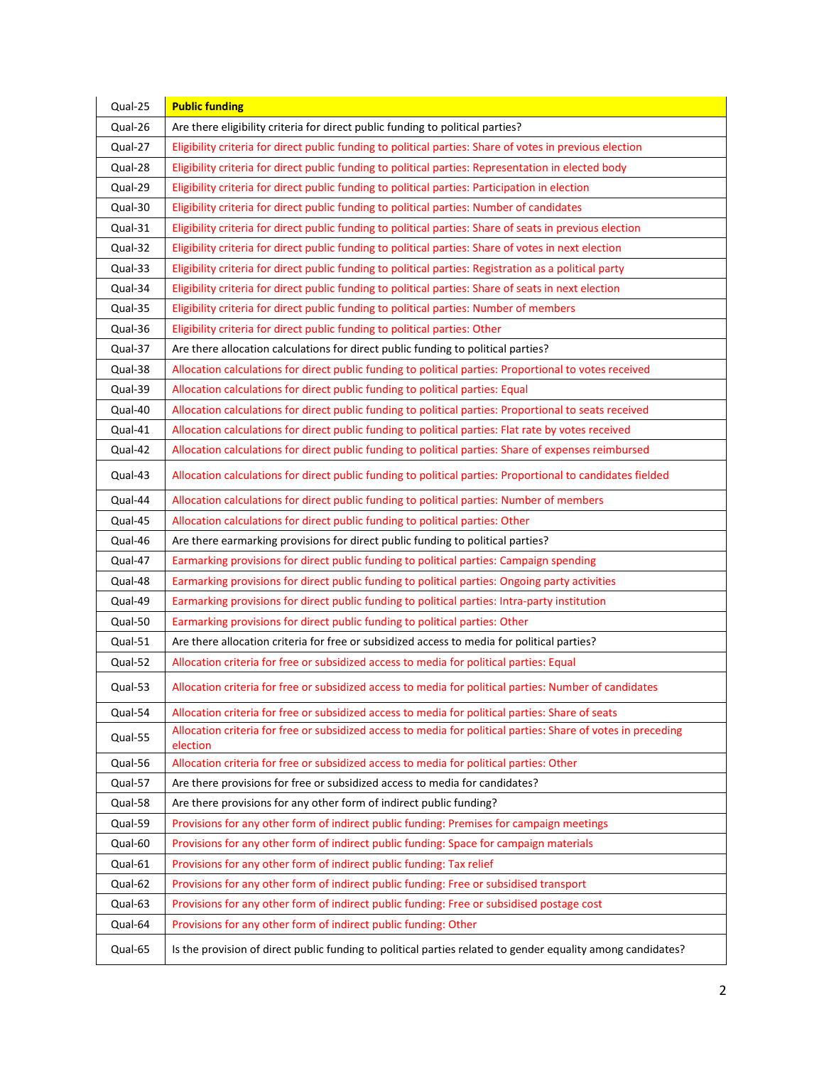| | |
|---|---|
| Qual-25 | **Public funding** |
| Qual-26 | Are there eligibility criteria for direct public funding to political parties? |
| Qual-27 | Eligibility criteria for direct public funding to political parties: Share of votes in previous election |
| Qual-28 | Eligibility criteria for direct public funding to political parties: Representation in elected body |
| Qual-29 | Eligibility criteria for direct public funding to political parties: Participation in election |
| Qual-30 | Eligibility criteria for direct public funding to political parties: Number of candidates |
| Qual-31 | Eligibility criteria for direct public funding to political parties: Share of seats in previous election |
| Qual-32 | Eligibility criteria for direct public funding to political parties: Share of votes in next election |
| Qual-33 | Eligibility criteria for direct public funding to political parties: Registration as a political party |
| Qual-34 | Eligibility criteria for direct public funding to political parties: Share of seats in next election |
| Qual-35 | Eligibility criteria for direct public funding to political parties: Number of members |
| Qual-36 | Eligibility criteria for direct public funding to political parties: Other |
| Qual-37 | Are there allocation calculations for direct public funding to political parties? |
| Qual-38 | Allocation calculations for direct public funding to political parties: Proportional to votes received |
| Qual-39 | Allocation calculations for direct public funding to political parties: Equal |
| Qual-40 | Allocation calculations for direct public funding to political parties: Proportional to seats received |
| Qual-41 | Allocation calculations for direct public funding to political parties: Flat rate by votes received |
| Qual-42 | Allocation calculations for direct public funding to political parties: Share of expenses reimbursed |
| Qual-43 | Allocation calculations for direct public funding to political parties: Proportional to candidates fielded |
| Qual-44 | Allocation calculations for direct public funding to political parties: Number of members |
| Qual-45 | Allocation calculations for direct public funding to political parties: Other |
| Qual-46 | Are there earmarking provisions for direct public funding to political parties? |
| Qual-47 | Earmarking provisions for direct public funding to political parties: Campaign spending |
| Qual-48 | Earmarking provisions for direct public funding to political parties: Ongoing party activities |
| Qual-49 | Earmarking provisions for direct public funding to political parties: Intra-party institution |
| Qual-50 | Earmarking provisions for direct public funding to political parties: Other |
| Qual-51 | Are there allocation criteria for free or subsidized access to media for political parties? |
| Qual-52 | Allocation criteria for free or subsidized access to media for political parties: Equal |
| Qual-53 | Allocation criteria for free or subsidized access to media for political parties: Number of candidates |
| Qual-54 | Allocation criteria for free or subsidized access to media for political parties: Share of seats |
| Qual-55 | Allocation criteria for free or subsidized access to media for political parties: Share of votes in preceding election |
| Qual-56 | Allocation criteria for free or subsidized access to media for political parties: Other |
| Qual-57 | Are there provisions for free or subsidized access to media for candidates? |
| Qual-58 | Are there provisions for any other form of indirect public funding? |
| Qual-59 | Provisions for any other form of indirect public funding: Premises for campaign meetings |
| Qual-60 | Provisions for any other form of indirect public funding: Space for campaign materials |
| Qual-61 | Provisions for any other form of indirect public funding: Tax relief |
| Qual-62 | Provisions for any other form of indirect public funding: Free or subsidised transport |
| Qual-63 | Provisions for any other form of indirect public funding: Free or subsidised postage cost |
| Qual-64 | Provisions for any other form of indirect public funding: Other |
| Qual-65 | Is the provision of direct public funding to political parties related to gender equality among candidates? |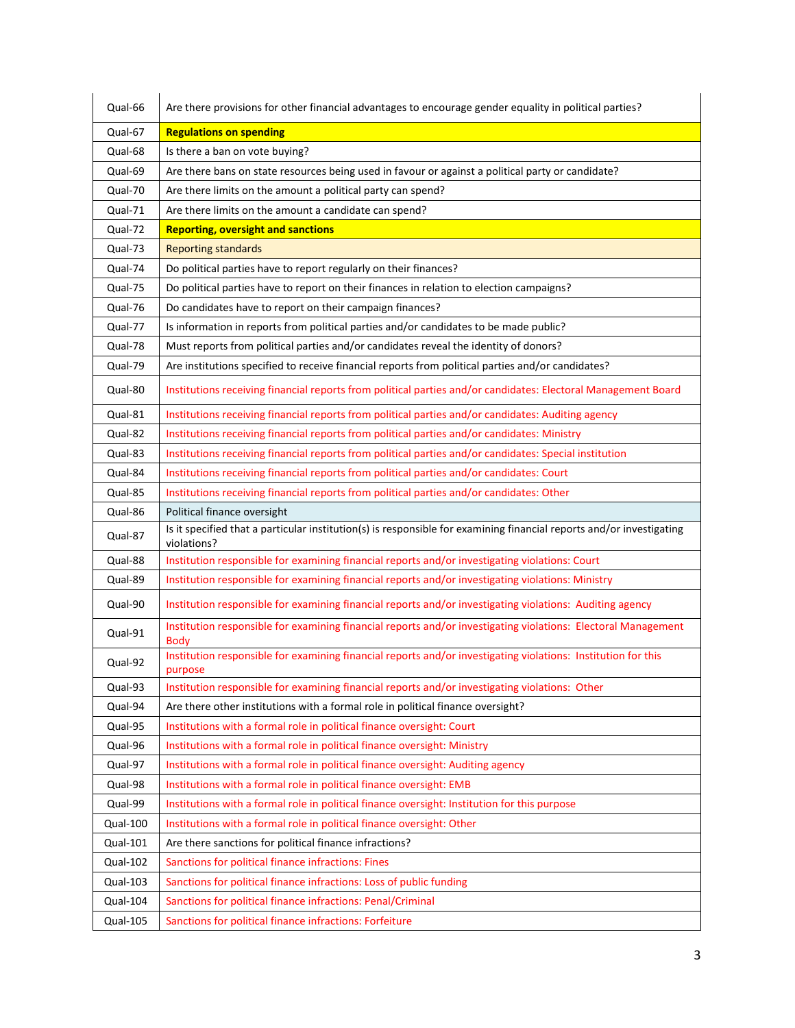| | |
|---|---|
| Qual-66 | Are there provisions for other financial advantages to encourage gender equality in political parties? |
| Qual-67 | **Regulations on spending** |
| Qual-68 | Is there a ban on vote buying? |
| Qual-69 | Are there bans on state resources being used in favour or against a political party or candidate? |
| Qual-70 | Are there limits on the amount a political party can spend? |
| Qual-71 | Are there limits on the amount a candidate can spend? |
| Qual-72 | **Reporting, oversight and sanctions** |
| Qual-73 | Reporting standards |
| Qual-74 | Do political parties have to report regularly on their finances? |
| Qual-75 | Do political parties have to report on their finances in relation to election campaigns? |
| Qual-76 | Do candidates have to report on their campaign finances? |
| Qual-77 | Is information in reports from political parties and/or candidates to be made public? |
| Qual-78 | Must reports from political parties and/or candidates reveal the identity of donors? |
| Qual-79 | Are institutions specified to receive financial reports from political parties and/or candidates? |
| Qual-80 | Institutions receiving financial reports from political parties and/or candidates: Electoral Management Board |
| Qual-81 | Institutions receiving financial reports from political parties and/or candidates: Auditing agency |
| Qual-82 | Institutions receiving financial reports from political parties and/or candidates: Ministry |
| Qual-83 | Institutions receiving financial reports from political parties and/or candidates: Special institution |
| Qual-84 | Institutions receiving financial reports from political parties and/or candidates: Court |
| Qual-85 | Institutions receiving financial reports from political parties and/or candidates: Other |
| Qual-86 | Political finance oversight |
| Qual-87 | Is it specified that a particular institution(s) is responsible for examining financial reports and/or investigating violations? |
| Qual-88 | Institution responsible for examining financial reports and/or investigating violations: Court |
| Qual-89 | Institution responsible for examining financial reports and/or investigating violations: Ministry |
| Qual-90 | Institution responsible for examining financial reports and/or investigating violations: Auditing agency |
| Qual-91 | Institution responsible for examining financial reports and/or investigating violations: Electoral Management Body |
| Qual-92 | Institution responsible for examining financial reports and/or investigating violations: Institution for this purpose |
| Qual-93 | Institution responsible for examining financial reports and/or investigating violations: Other |
| Qual-94 | Are there other institutions with a formal role in political finance oversight? |
| Qual-95 | Institutions with a formal role in political finance oversight: Court |
| Qual-96 | Institutions with a formal role in political finance oversight: Ministry |
| Qual-97 | Institutions with a formal role in political finance oversight: Auditing agency |
| Qual-98 | Institutions with a formal role in political finance oversight: EMB |
| Qual-99 | Institutions with a formal role in political finance oversight: Institution for this purpose |
| Qual-100 | Institutions with a formal role in political finance oversight: Other |
| Qual-101 | Are there sanctions for political finance infractions? |
| Qual-102 | Sanctions for political finance infractions: Fines |
| Qual-103 | Sanctions for political finance infractions: Loss of public funding |
| Qual-104 | Sanctions for political finance infractions: Penal/Criminal |
| Qual-105 | Sanctions for political finance infractions: Forfeiture |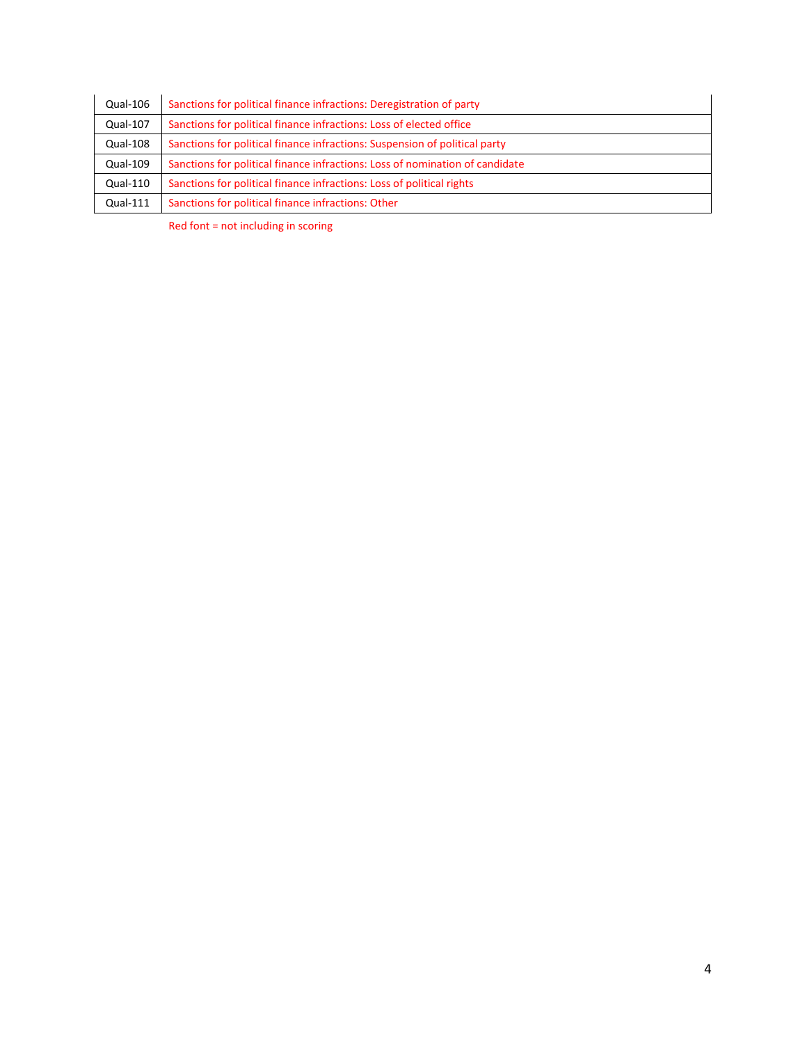| | |
|---|---|
| Qual-106 | Sanctions for political finance infractions: Deregistration of party |
| Qual-107 | Sanctions for political finance infractions: Loss of elected office |
| Qual-108 | Sanctions for political finance infractions: Suspension of political party |
| Qual-109 | Sanctions for political finance infractions: Loss of nomination of candidate |
| Qual-110 | Sanctions for political finance infractions: Loss of political rights |
| Qual-111 | Sanctions for political finance infractions: Other |

Red font = not including in scoring